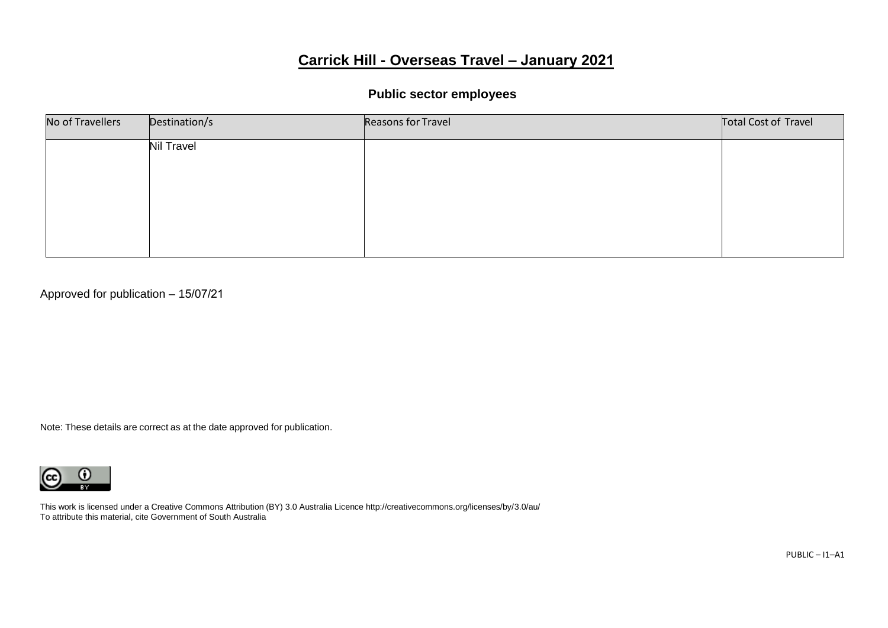# Carrick Hill - Overseas Travel – January 2021

## Public sector employees

| No of Travellers | Destination/s | Reasons for Travel | Total Cost of Travel |
|---|---|---|---|
| | Nil Travel | | |

Approved for publication – 15/07/21

Note: These details are correct as at the date approved for publication.

This work is licensed under a Creative Commons Attribution (BY) 3.0 Australia Licence http://creativecommons.org/licenses/by/3.0/au/
To attribute this material, cite Government of South Australia

PUBLIC – I1–A1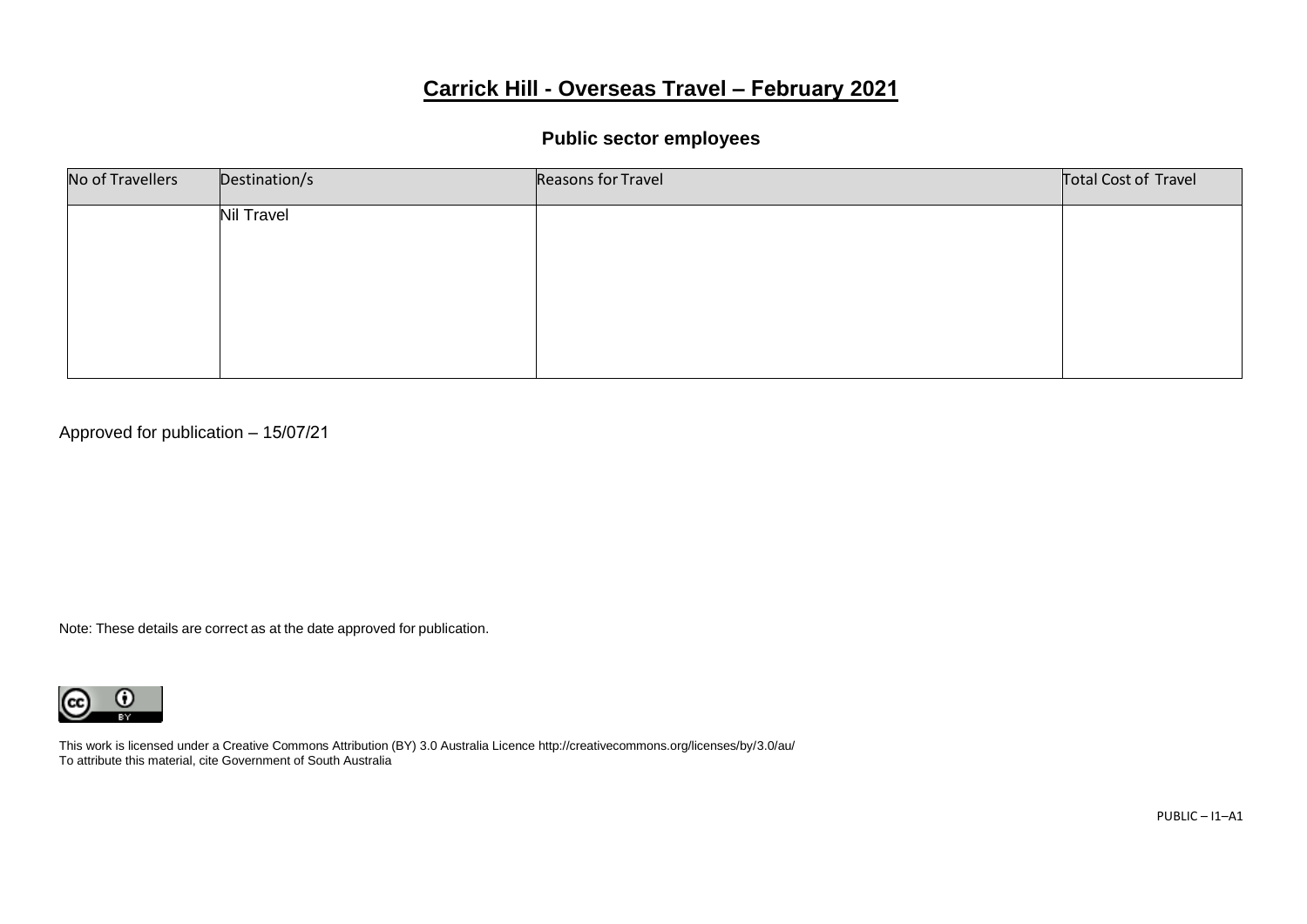# Carrick Hill - Overseas Travel – February 2021

## Public sector employees

| No of Travellers | Destination/s | Reasons for Travel | Total Cost of Travel |
|---|---|---|---|
| | Nil Travel | | |

Approved for publication – 15/07/21

Note: These details are correct as at the date approved for publication.

This work is licensed under a Creative Commons Attribution (BY) 3.0 Australia Licence http://creativecommons.org/licenses/by/3.0/au/
To attribute this material, cite Government of South Australia

PUBLIC – I1–A1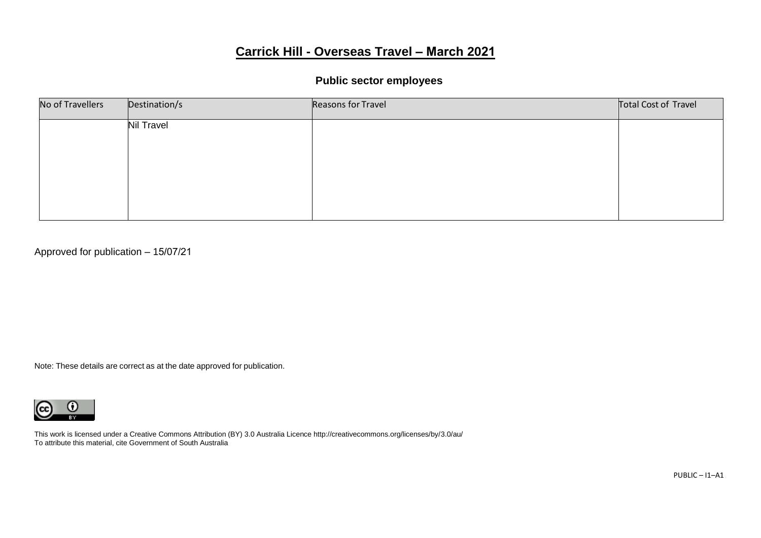# Carrick Hill - Overseas Travel – March 2021

## Public sector employees

| No of Travellers | Destination/s | Reasons for Travel | Total Cost of Travel |
|---|---|---|---|
| | Nil Travel | | |

Approved for publication – 15/07/21

Note: These details are correct as at the date approved for publication.

This work is licensed under a Creative Commons Attribution (BY) 3.0 Australia Licence http://creativecommons.org/licenses/by/3.0/au/
To attribute this material, cite Government of South Australia

PUBLIC – I1–A1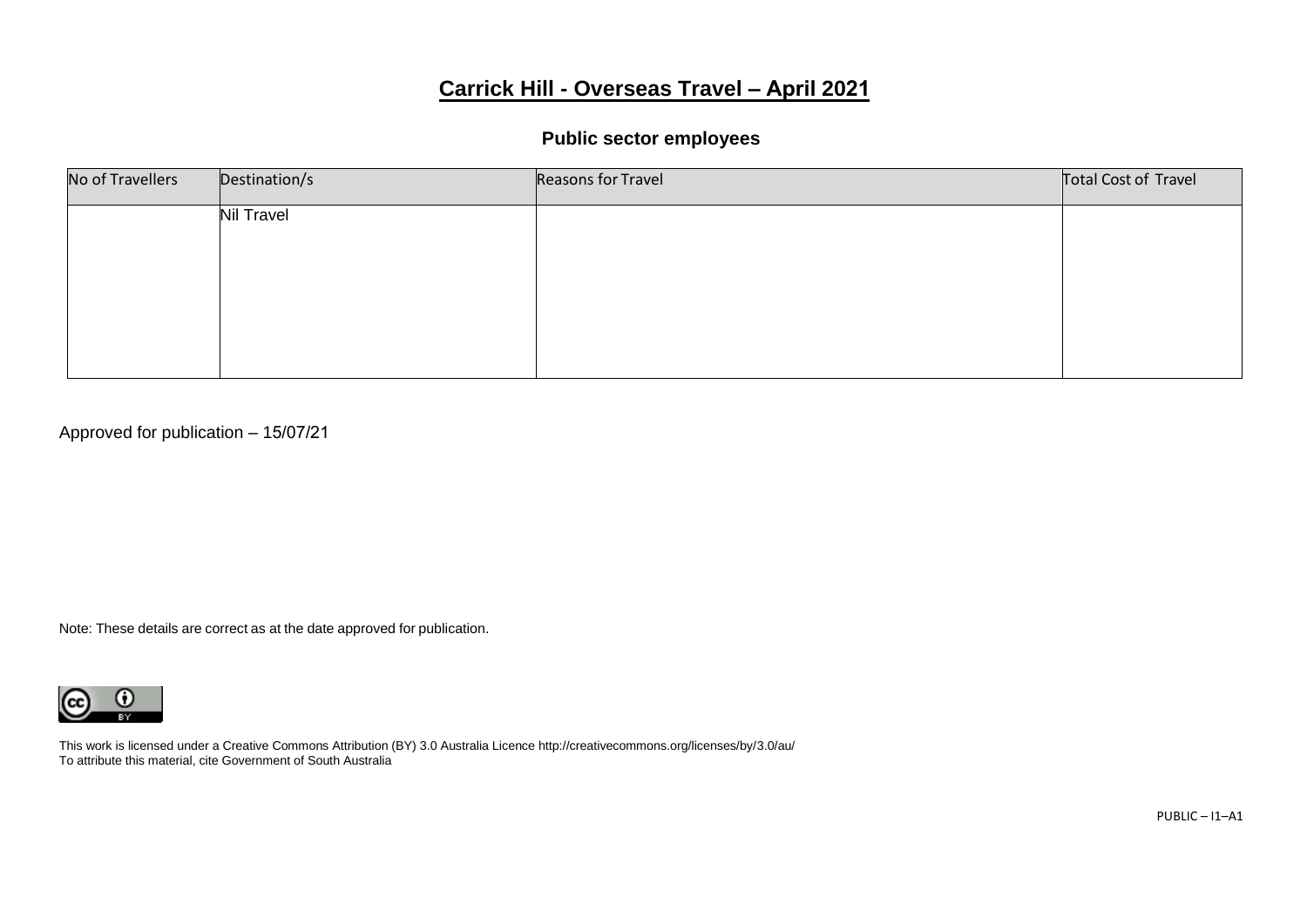# Carrick Hill - Overseas Travel – April 2021

## Public sector employees

| No of Travellers | Destination/s | Reasons for Travel | Total Cost of Travel |
|---|---|---|---|
| | Nil Travel | | |

Approved for publication – 15/07/21

Note: These details are correct as at the date approved for publication.

This work is licensed under a Creative Commons Attribution (BY) 3.0 Australia Licence http://creativecommons.org/licenses/by/3.0/au/
To attribute this material, cite Government of South Australia

PUBLIC – I1–A1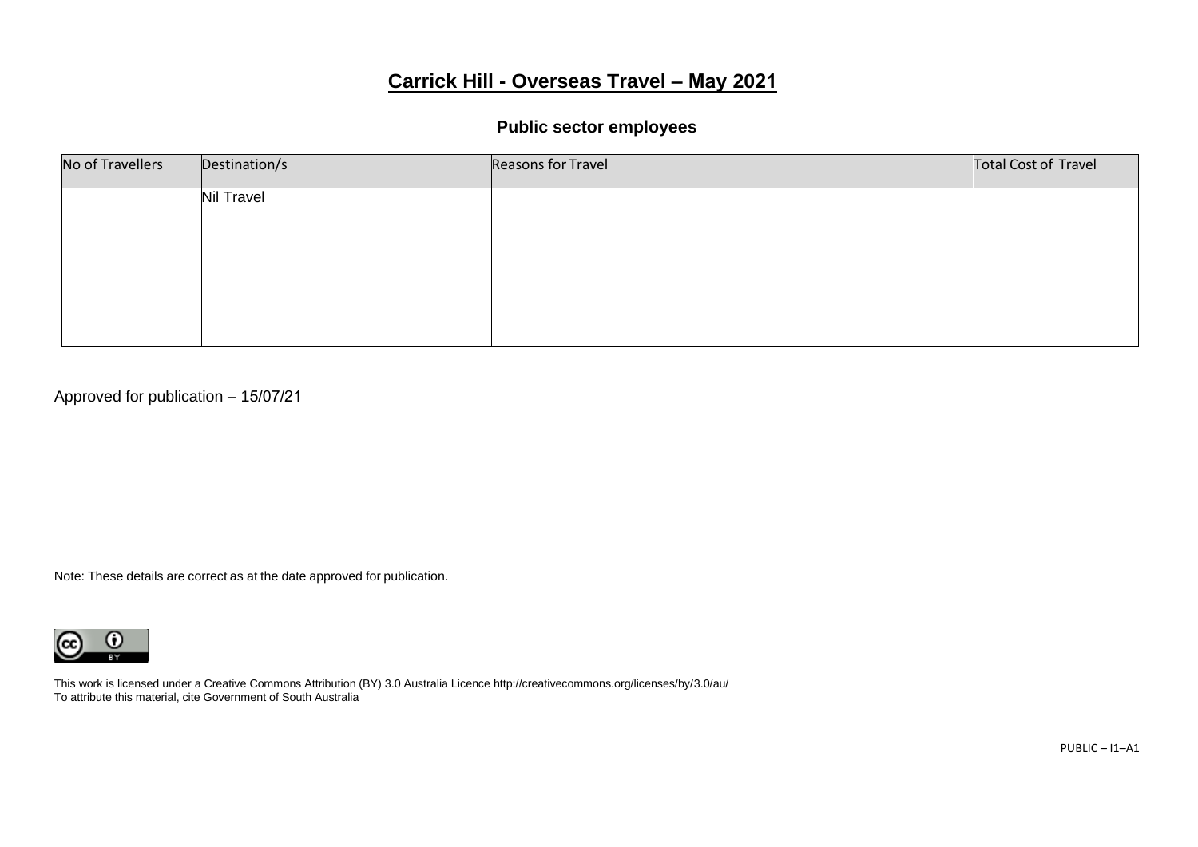# Carrick Hill - Overseas Travel – May 2021

### Public sector employees

| No of Travellers | Destination/s | Reasons for Travel | Total Cost of Travel |
|---|---|---|---|
| | Nil Travel | | |

Approved for publication – 15/07/21

Note: These details are correct as at the date approved for publication.

This work is licensed under a Creative Commons Attribution (BY) 3.0 Australia Licence http://creativecommons.org/licenses/by/3.0/au/
To attribute this material, cite Government of South Australia

PUBLIC – I1–A1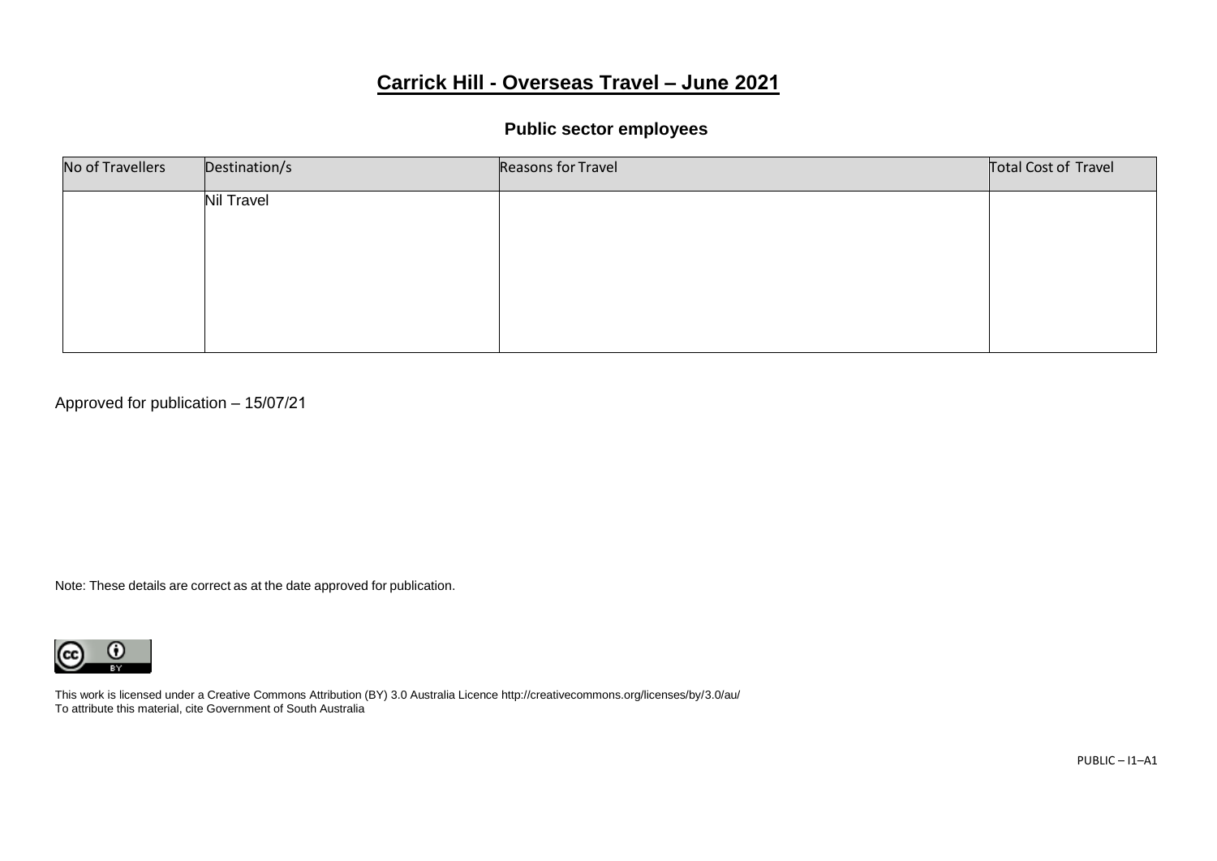# Carrick Hill - Overseas Travel – June 2021

## Public sector employees

| No of Travellers | Destination/s | Reasons for Travel | Total Cost of Travel |
|---|---|---|---|
| | Nil Travel | | |

Approved for publication – 15/07/21

Note: These details are correct as at the date approved for publication.

This work is licensed under a Creative Commons Attribution (BY) 3.0 Australia Licence http://creativecommons.org/licenses/by/3.0/au/
To attribute this material, cite Government of South Australia

PUBLIC – I1–A1